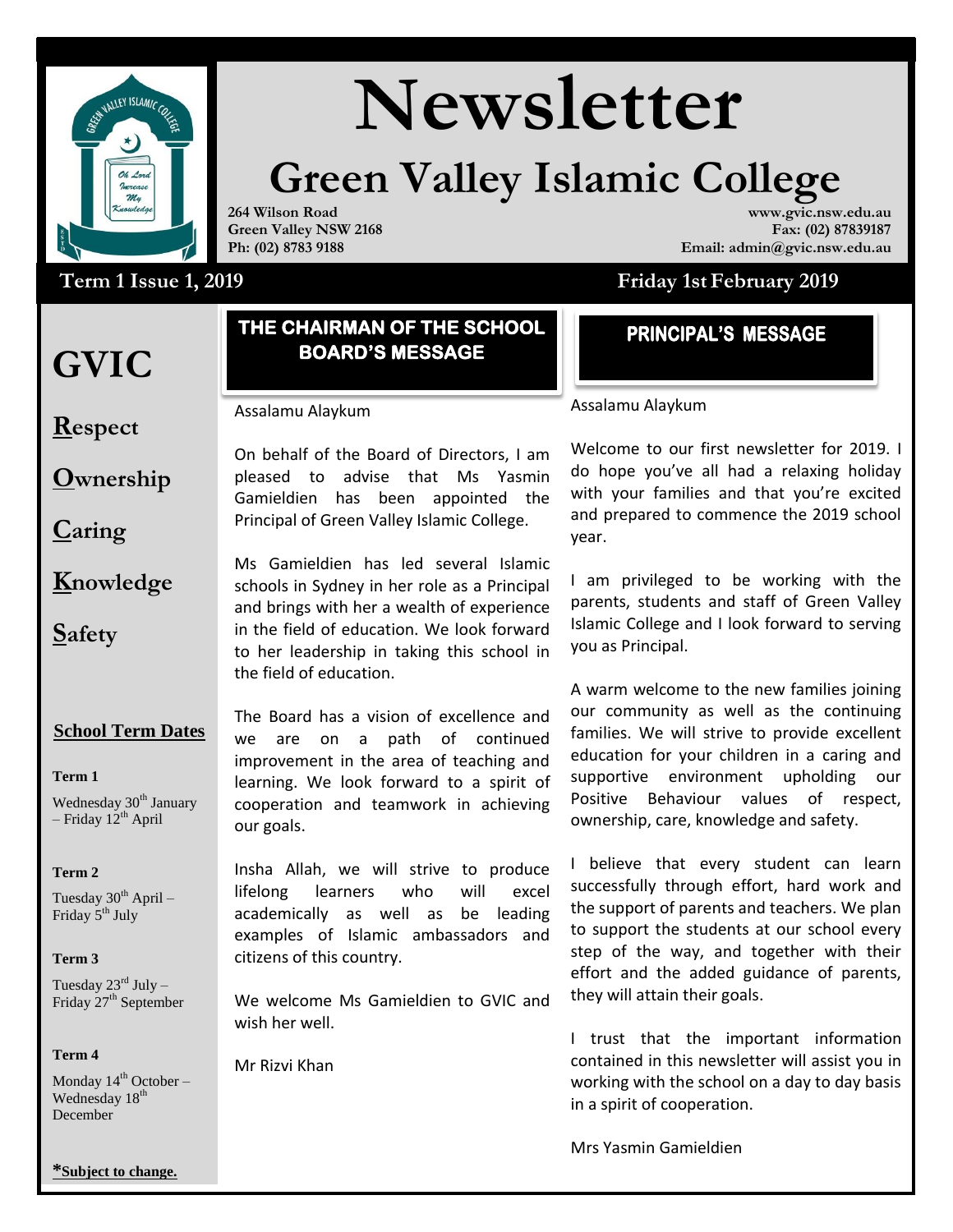# Newsletter

## Green Valley Islamic College

**264 Wilson Road**
**Green Valley NSW 2168**
**Ph: (02) 8783 9188**

**www.gvic.nsw.edu.au**
**Fax: (02) 87839187**
**Email: admin@gvic.nsw.edu.au**

**Term 1 Issue 1, 2019** — **Friday 1st February 2019**

# GVIC

**R**espect

**O**wnership

**C**aring

**K**nowledge

**S**afety

### School Term Dates

**Term 1**

Wednesday 30th January – Friday 12th April

**Term 2**

Tuesday 30th April – Friday 5th July

**Term 3**

Tuesday 23rd July – Friday 27th September

**Term 4**

Monday 14th October – Wednesday 18th December

***Subject to change.**

## THE CHAIRMAN OF THE SCHOOL BOARD'S MESSAGE

Assalamu Alaykum

On behalf of the Board of Directors, I am pleased to advise that Ms Yasmin Gamieldien has been appointed the Principal of Green Valley Islamic College.

Ms Gamieldien has led several Islamic schools in Sydney in her role as a Principal and brings with her a wealth of experience in the field of education. We look forward to her leadership in taking this school in the field of education.

The Board has a vision of excellence and we are on a path of continued improvement in the area of teaching and learning. We look forward to a spirit of cooperation and teamwork in achieving our goals.

Insha Allah, we will strive to produce lifelong learners who will excel academically as well as be leading examples of Islamic ambassadors and citizens of this country.

We welcome Ms Gamieldien to GVIC and wish her well.

Mr Rizvi Khan

## PRINCIPAL'S MESSAGE

Assalamu Alaykum

Welcome to our first newsletter for 2019. I do hope you've all had a relaxing holiday with your families and that you're excited and prepared to commence the 2019 school year.

I am privileged to be working with the parents, students and staff of Green Valley Islamic College and I look forward to serving you as Principal.

A warm welcome to the new families joining our community as well as the continuing families. We will strive to provide excellent education for your children in a caring and supportive environment upholding our Positive Behaviour values of respect, ownership, care, knowledge and safety.

I believe that every student can learn successfully through effort, hard work and the support of parents and teachers. We plan to support the students at our school every step of the way, and together with their effort and the added guidance of parents, they will attain their goals.

I trust that the important information contained in this newsletter will assist you in working with the school on a day to day basis in a spirit of cooperation.

Mrs Yasmin Gamieldien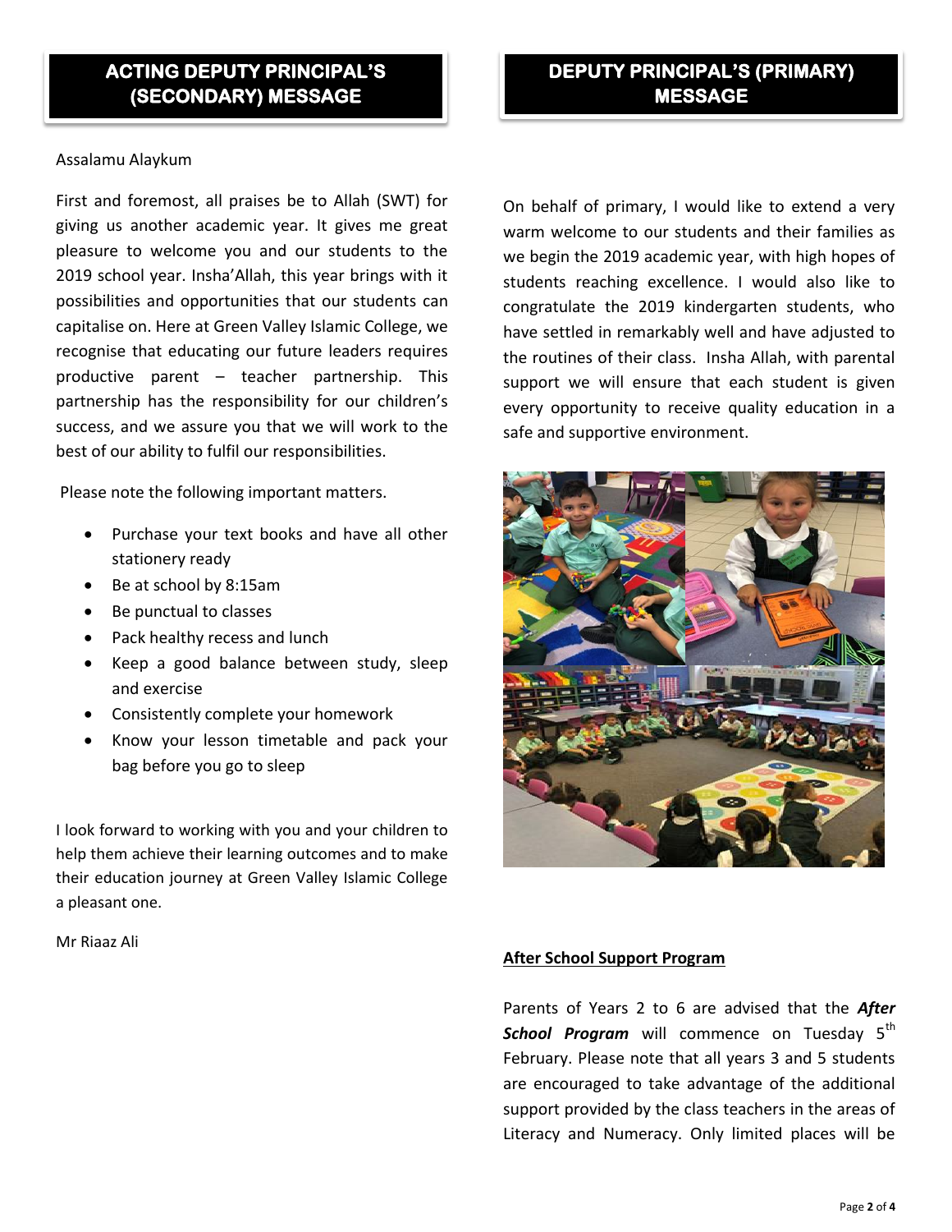## ACTING DEPUTY PRINCIPAL'S (SECONDARY) MESSAGE

Assalamu Alaykum

First and foremost, all praises be to Allah (SWT) for giving us another academic year. It gives me great pleasure to welcome you and our students to the 2019 school year. Insha'Allah, this year brings with it possibilities and opportunities that our students can capitalise on. Here at Green Valley Islamic College, we recognise that educating our future leaders requires productive parent – teacher partnership. This partnership has the responsibility for our children's success, and we assure you that we will work to the best of our ability to fulfil our responsibilities.

Please note the following important matters.

- Purchase your text books and have all other stationery ready
- Be at school by 8:15am
- Be punctual to classes
- Pack healthy recess and lunch
- Keep a good balance between study, sleep and exercise
- Consistently complete your homework
- Know your lesson timetable and pack your bag before you go to sleep

I look forward to working with you and your children to help them achieve their learning outcomes and to make their education journey at Green Valley Islamic College a pleasant one.

Mr Riaaz Ali

## DEPUTY PRINCIPAL'S (PRIMARY) MESSAGE

On behalf of primary, I would like to extend a very warm welcome to our students and their families as we begin the 2019 academic year, with high hopes of students reaching excellence. I would also like to congratulate the 2019 kindergarten students, who have settled in remarkably well and have adjusted to the routines of their class. Insha Allah, with parental support we will ensure that each student is given every opportunity to receive quality education in a safe and supportive environment.

### After School Support Program

Parents of Years 2 to 6 are advised that the ***After School Program*** will commence on Tuesday 5th February. Please note that all years 3 and 5 students are encouraged to take advantage of the additional support provided by the class teachers in the areas of Literacy and Numeracy. Only limited places will be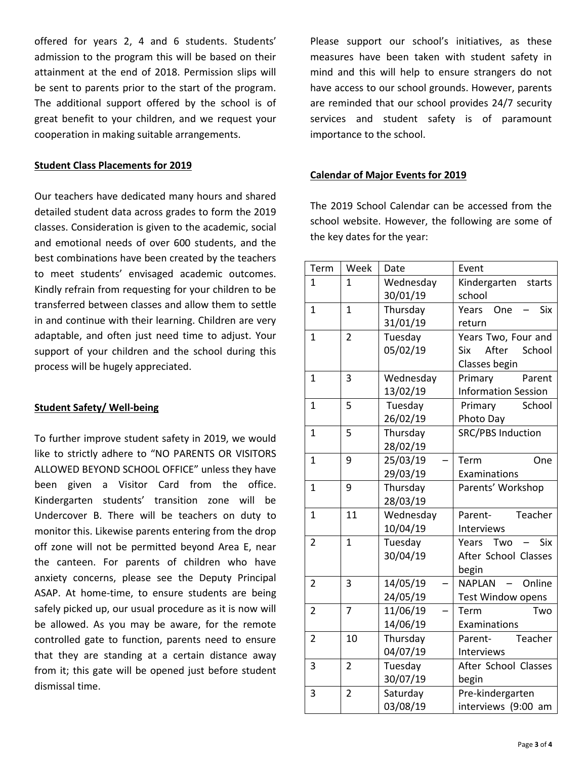offered for years 2, 4 and 6 students. Students' admission to the program this will be based on their attainment at the end of 2018. Permission slips will be sent to parents prior to the start of the program. The additional support offered by the school is of great benefit to your children, and we request your cooperation in making suitable arrangements.

## Student Class Placements for 2019

Our teachers have dedicated many hours and shared detailed student data across grades to form the 2019 classes. Consideration is given to the academic, social and emotional needs of over 600 students, and the best combinations have been created by the teachers to meet students' envisaged academic outcomes. Kindly refrain from requesting for your children to be transferred between classes and allow them to settle in and continue with their learning. Children are very adaptable, and often just need time to adjust. Your support of your children and the school during this process will be hugely appreciated.

## Student Safety/ Well-being

To further improve student safety in 2019, we would like to strictly adhere to "NO PARENTS OR VISITORS ALLOWED BEYOND SCHOOL OFFICE" unless they have been given a Visitor Card from the office. Kindergarten students' transition zone will be Undercover B. There will be teachers on duty to monitor this. Likewise parents entering from the drop off zone will not be permitted beyond Area E, near the canteen. For parents of children who have anxiety concerns, please see the Deputy Principal ASAP. At home-time, to ensure students are being safely picked up, our usual procedure as it is now will be allowed. As you may be aware, for the remote controlled gate to function, parents need to ensure that they are standing at a certain distance away from it; this gate will be opened just before student dismissal time.

Please support our school's initiatives, as these measures have been taken with student safety in mind and this will help to ensure strangers do not have access to our school grounds. However, parents are reminded that our school provides 24/7 security services and student safety is of paramount importance to the school.

## Calendar of Major Events for 2019

The 2019 School Calendar can be accessed from the school website. However, the following are some of the key dates for the year:

| Term | Week | Date | Event |
|---|---|---|---|
| 1 | 1 | Wednesday 30/01/19 | Kindergarten starts school |
| 1 | 1 | Thursday 31/01/19 | Years One – Six return |
| 1 | 2 | Tuesday 05/02/19 | Years Two, Four and Six After School Classes begin |
| 1 | 3 | Wednesday 13/02/19 | Primary Parent Information Session |
| 1 | 5 | Tuesday 26/02/19 | Primary School Photo Day |
| 1 | 5 | Thursday 28/02/19 | SRC/PBS Induction |
| 1 | 9 | 25/03/19 – 29/03/19 | Term One Examinations |
| 1 | 9 | Thursday 28/03/19 | Parents' Workshop |
| 1 | 11 | Wednesday 10/04/19 | Parent- Teacher Interviews |
| 2 | 1 | Tuesday 30/04/19 | Years Two – Six After School Classes begin |
| 2 | 3 | 14/05/19 – 24/05/19 | NAPLAN – Online Test Window opens |
| 2 | 7 | 11/06/19 – 14/06/19 | Term Two Examinations |
| 2 | 10 | Thursday 04/07/19 | Parent- Teacher Interviews |
| 3 | 2 | Tuesday 30/07/19 | After School Classes begin |
| 3 | 2 | Saturday 03/08/19 | Pre-kindergarten interviews (9:00 am |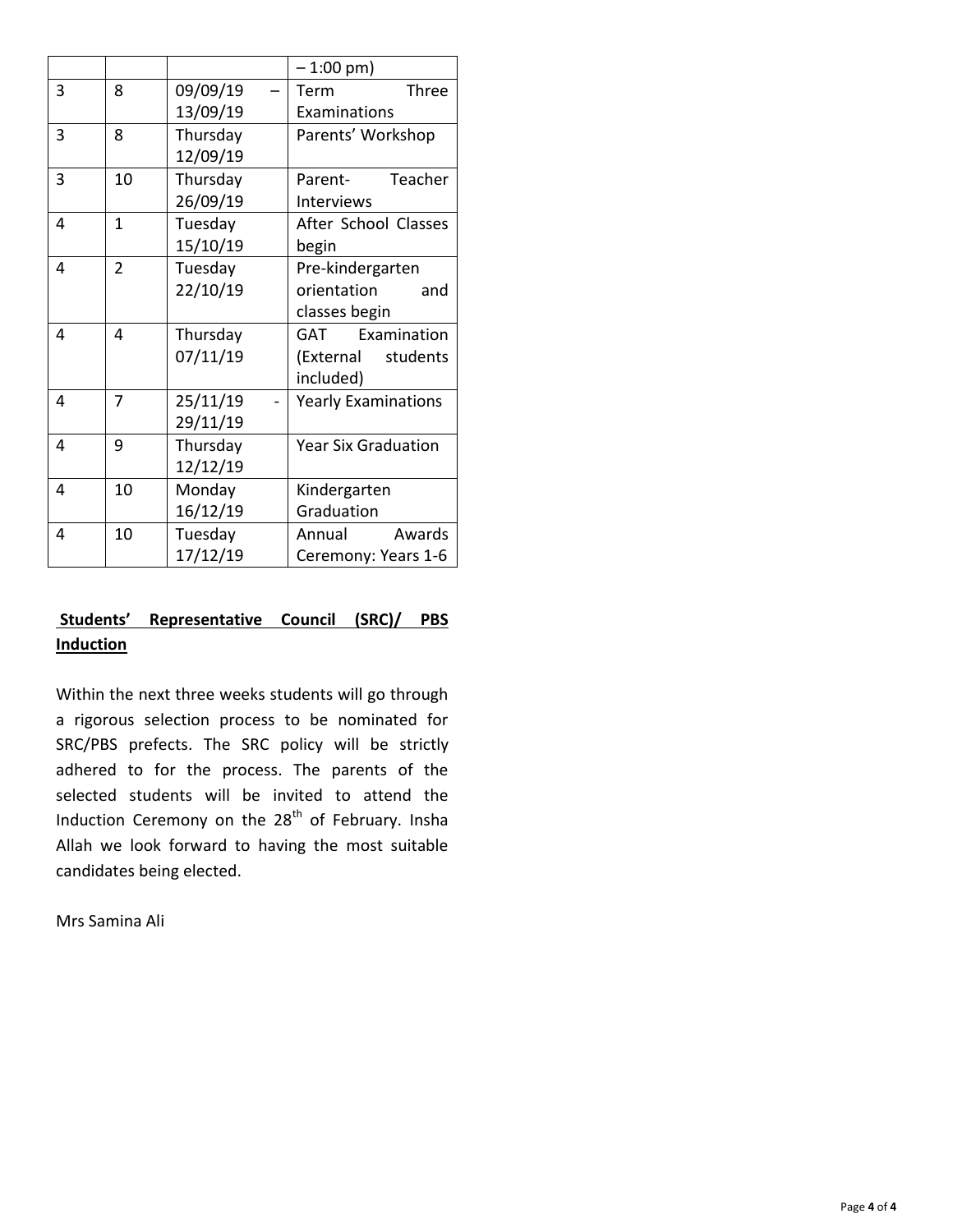| | | | |
|---|---|---|---|
| | | | – 1:00 pm) |
| 3 | 8 | 09/09/19 – 13/09/19 | Term Three Examinations |
| 3 | 8 | Thursday 12/09/19 | Parents' Workshop |
| 3 | 10 | Thursday 26/09/19 | Parent- Teacher Interviews |
| 4 | 1 | Tuesday 15/10/19 | After School Classes begin |
| 4 | 2 | Tuesday 22/10/19 | Pre-kindergarten orientation and classes begin |
| 4 | 4 | Thursday 07/11/19 | GAT Examination (External students included) |
| 4 | 7 | 25/11/19 - 29/11/19 | Yearly Examinations |
| 4 | 9 | Thursday 12/12/19 | Year Six Graduation |
| 4 | 10 | Monday 16/12/19 | Kindergarten Graduation |
| 4 | 10 | Tuesday 17/12/19 | Annual Awards Ceremony: Years 1-6 |

## Students' Representative Council (SRC)/ PBS Induction

Within the next three weeks students will go through a rigorous selection process to be nominated for SRC/PBS prefects. The SRC policy will be strictly adhered to for the process. The parents of the selected students will be invited to attend the Induction Ceremony on the 28th of February. Insha Allah we look forward to having the most suitable candidates being elected.

Mrs Samina Ali